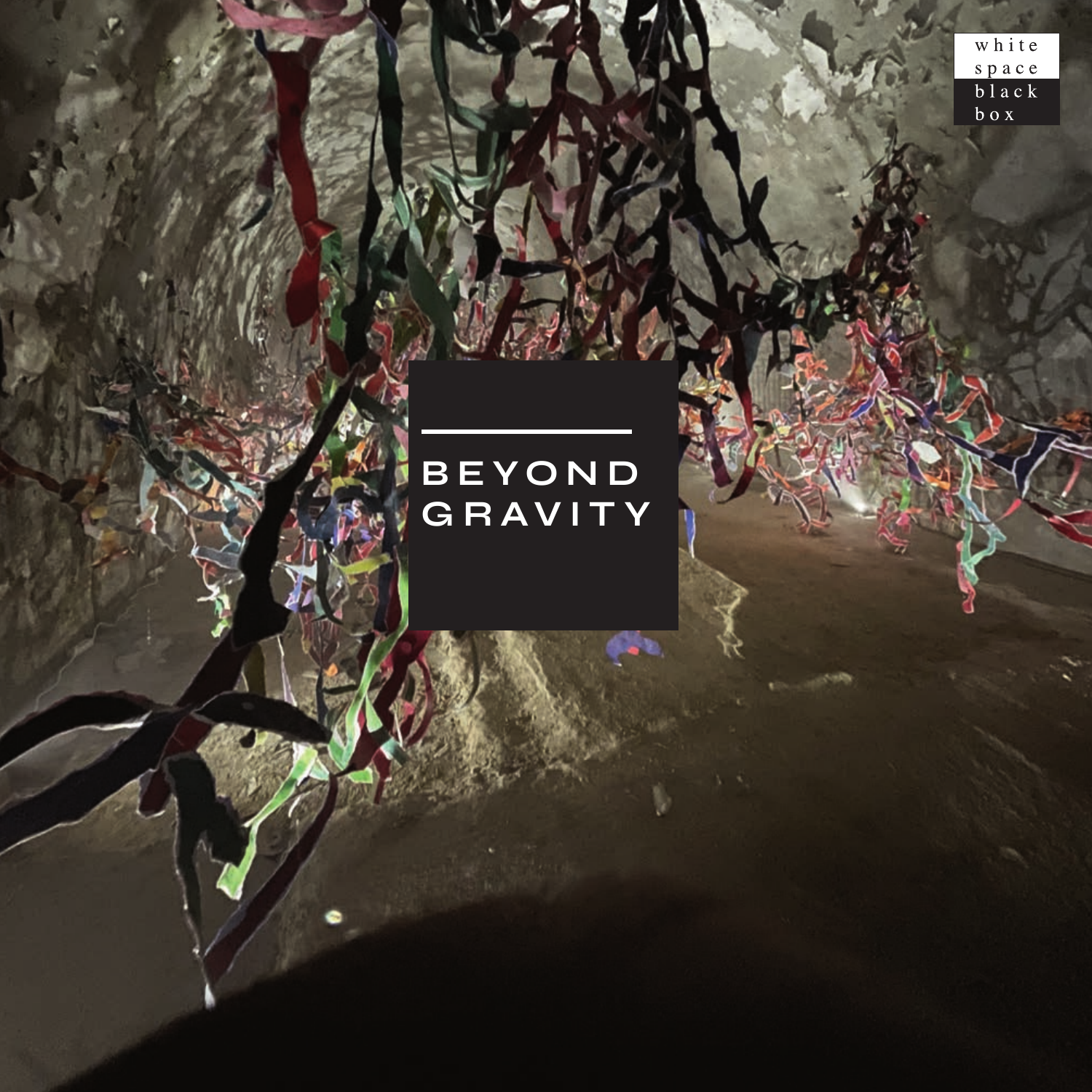white
space
black
box

# BEYOND GRAVITY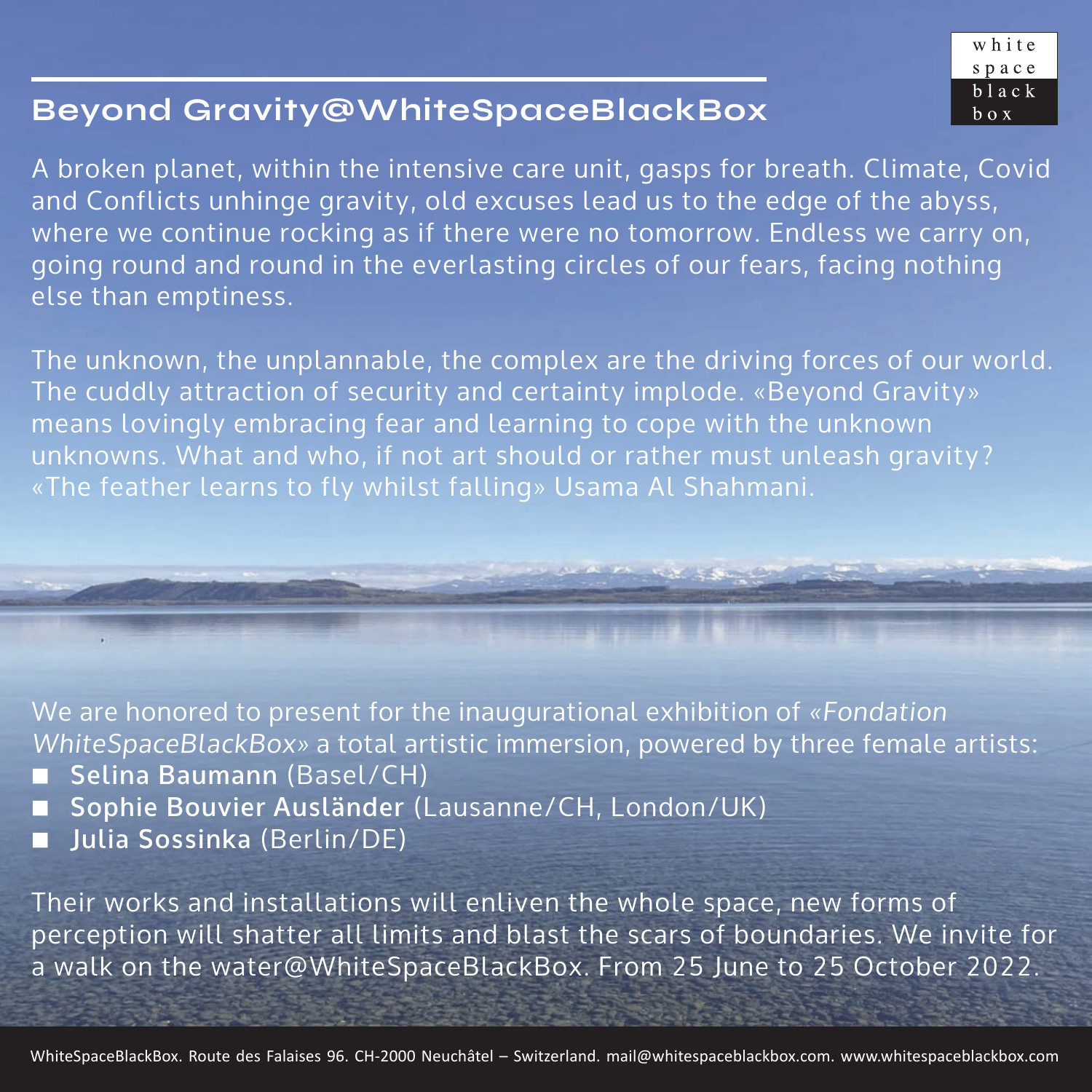white
space
black
box

## Beyond Gravity@WhiteSpaceBlackBox

A broken planet, within the intensive care unit, gasps for breath. Climate, Covid and Conflicts unhinge gravity, old excuses lead us to the edge of the abyss, where we continue rocking as if there were no tomorrow. Endless we carry on, going round and round in the everlasting circles of our fears, facing nothing else than emptiness.

The unknown, the unplannable, the complex are the driving forces of our world. The cuddly attraction of security and certainty implode. «Beyond Gravity» means lovingly embracing fear and learning to cope with the unknown unknowns. What and who, if not art should or rather must unleash gravity? «The feather learns to fly whilst falling» Usama Al Shahmani.

We are honored to present for the inaugurational exhibition of *«Fondation WhiteSpaceBlackBox»* a total artistic immersion, powered by three female artists:

- **Selina Baumann** (Basel/CH)
- **Sophie Bouvier Ausländer** (Lausanne/CH, London/UK)
- **Julia Sossinka** (Berlin/DE)

Their works and installations will enliven the whole space, new forms of perception will shatter all limits and blast the scars of boundaries. We invite for a walk on the water@WhiteSpaceBlackBox. From 25 June to 25 October 2022.

WhiteSpaceBlackBox. Route des Falaises 96. CH-2000 Neuchâtel – Switzerland. mail@whitespaceblackbox.com. www.whitespaceblackbox.com